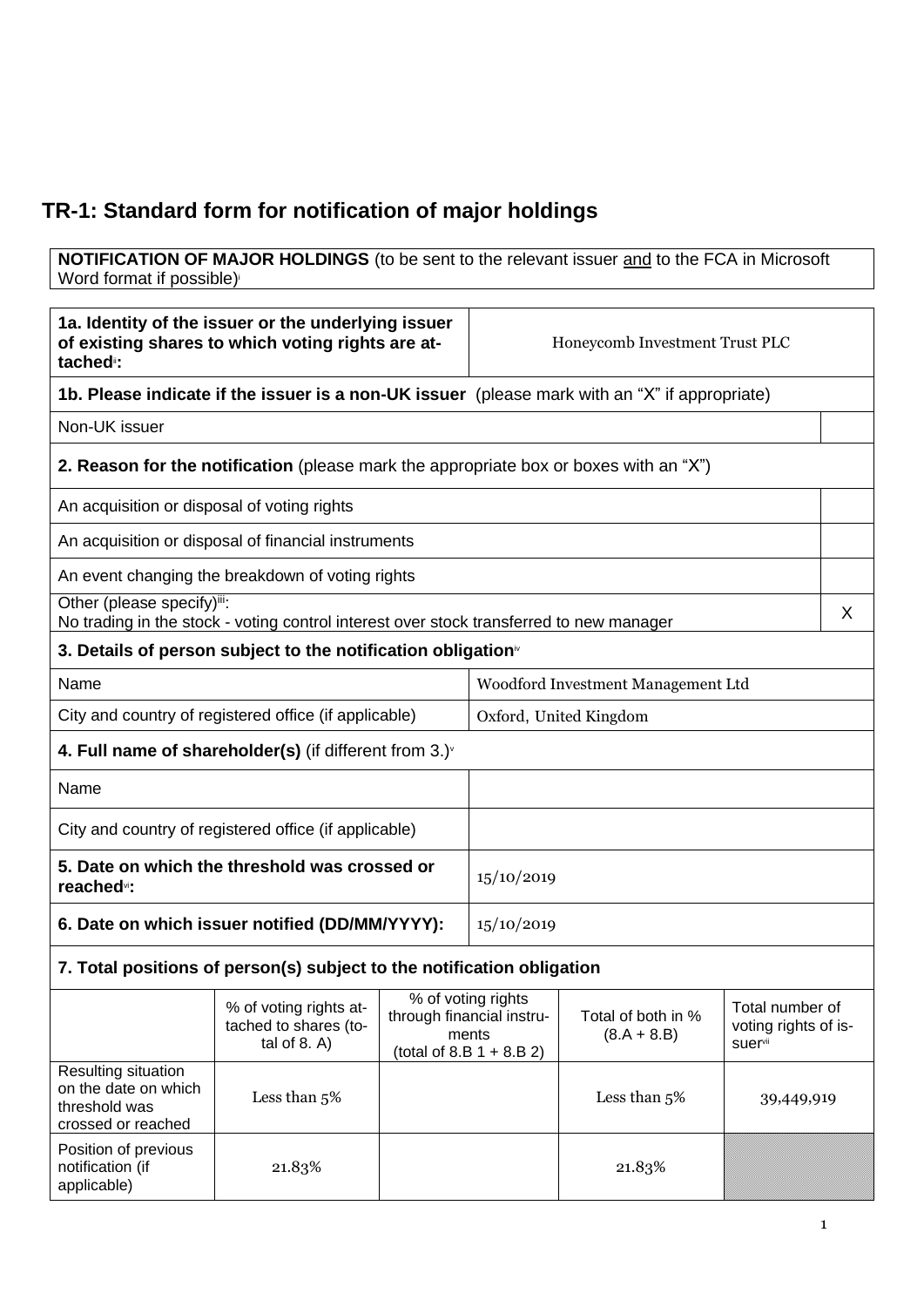# TR-1: Standard form for notification of major holdings

**NOTIFICATION OF MAJOR HOLDINGS** (to be sent to the relevant issuer and to the FCA in Microsoft Word format if possible)[i]

| | |
|---|---|
| **1a. Identity of the issuer or the underlying issuer of existing shares to which voting rights are attached**[ii]**:** | Honeycomb Investment Trust PLC |

**1b. Please indicate if the issuer is a non-UK issuer** (please mark with an "X" if appropriate)

| | |
|---|---|
| Non-UK issuer | |

**2. Reason for the notification** (please mark the appropriate box or boxes with an "X")

| | |
|---|---|
| An acquisition or disposal of voting rights | |
| An acquisition or disposal of financial instruments | |
| An event changing the breakdown of voting rights | |
| Other (please specify)[iii]: No trading in the stock - voting control interest over stock transferred to new manager | X |

**3. Details of person subject to the notification obligation**[iv]

| | |
|---|---|
| Name | Woodford Investment Management Ltd |
| City and country of registered office (if applicable) | Oxford, United Kingdom |

**4. Full name of shareholder(s)** (if different from 3.)[v]

| | |
|---|---|
| Name | |
| City and country of registered office (if applicable) | |

| | |
|---|---|
| **5. Date on which the threshold was crossed or reached**[vi]**:** | 15/10/2019 |
| **6. Date on which issuer notified (DD/MM/YYYY):** | 15/10/2019 |

**7. Total positions of person(s) subject to the notification obligation**

| | % of voting rights attached to shares (total of 8. A) | % of voting rights through financial instruments (total of 8.B 1 + 8.B 2) | Total of both in % (8.A + 8.B) | Total number of voting rights of issuer[vii] |
|---|---|---|---|---|
| Resulting situation on the date on which threshold was crossed or reached | Less than 5% | | Less than 5% | 39,449,919 |
| Position of previous notification (if applicable) | 21.83% | | 21.83% | |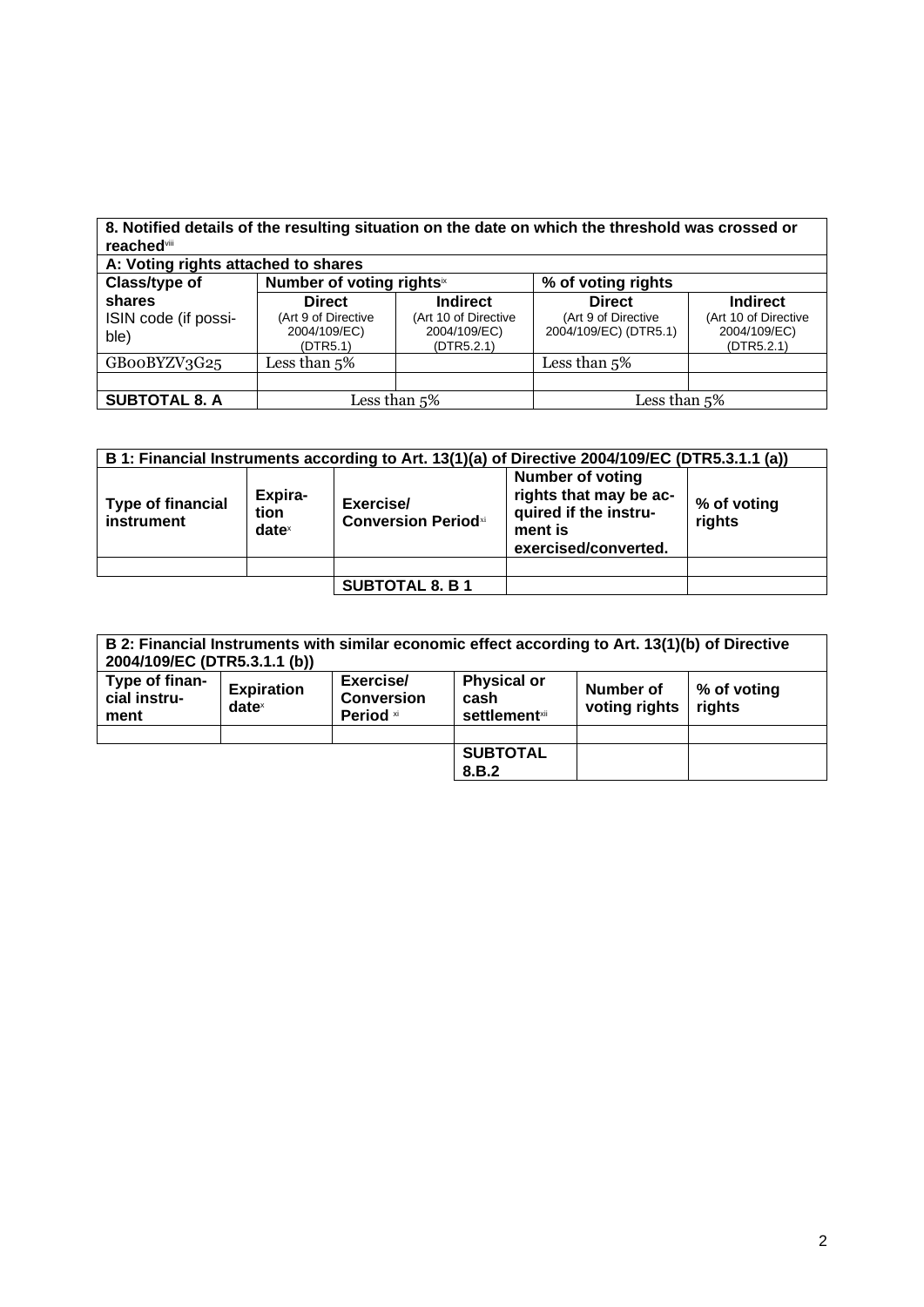| 8. Notified details of the resulting situation on the date on which the threshold was crossed or reached[viii] | | | | |
|---|---|---|---|---|
| **A: Voting rights attached to shares** | | | | |
| **Class/type of shares** ISIN code (if possible) | **Number of voting rights**[ix] | | **% of voting rights** | |
| | **Direct** (Art 9 of Directive 2004/109/EC) (DTR5.1) | **Indirect** (Art 10 of Directive 2004/109/EC) (DTR5.2.1) | **Direct** (Art 9 of Directive 2004/109/EC) (DTR5.1) | **Indirect** (Art 10 of Directive 2004/109/EC) (DTR5.2.1) |
| GB00BYZV3G25 | Less than 5% | | Less than 5% | |
| | | | | |
| **SUBTOTAL 8. A** | Less than 5% | | Less than 5% | |

| B 1: Financial Instruments according to Art. 13(1)(a) of Directive 2004/109/EC (DTR5.3.1.1 (a)) | | | | |
|---|---|---|---|---|
| **Type of financial instrument** | **Expiration date**[x] | **Exercise/ Conversion Period**[xi] | **Number of voting rights that may be acquired if the instrument is exercised/converted.** | **% of voting rights** |
| | | | | |
| | | **SUBTOTAL 8. B 1** | | |

| B 2: Financial Instruments with similar economic effect according to Art. 13(1)(b) of Directive 2004/109/EC (DTR5.3.1.1 (b)) | | | | | |
|---|---|---|---|---|---|
| **Type of financial instrument** | **Expiration date**[x] | **Exercise/ Conversion Period** [xi] | **Physical or cash settlement**[xii] | **Number of voting rights** | **% of voting rights** |
| | | | | | |
| | | | **SUBTOTAL 8.B.2** | | |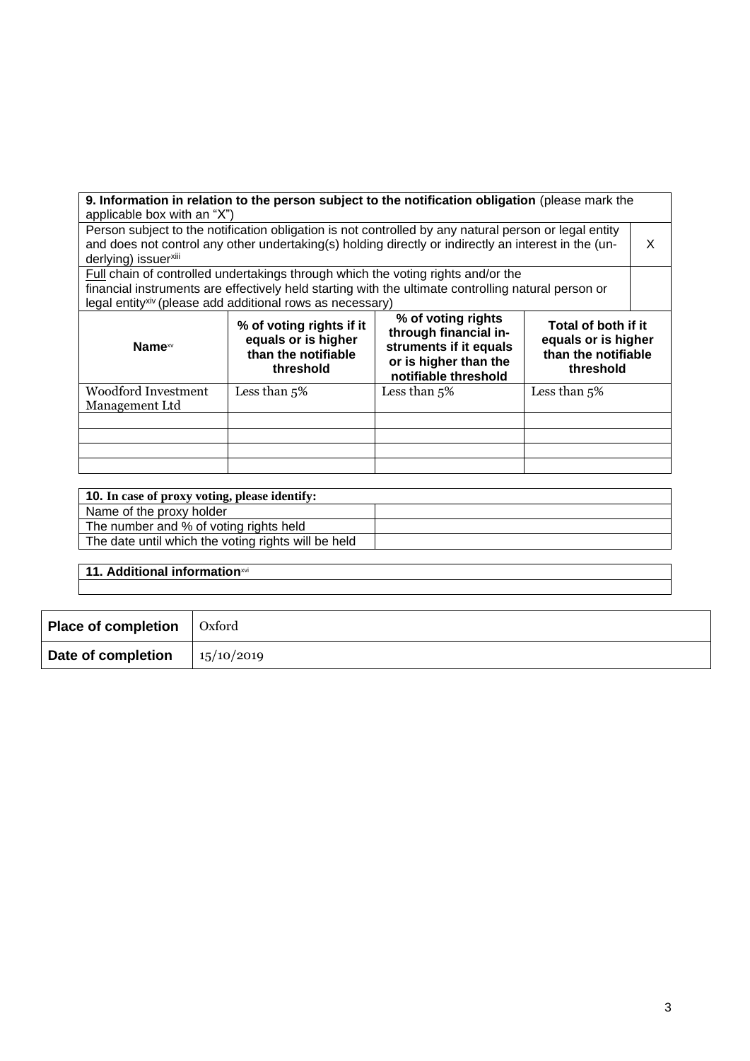| **9. Information in relation to the person subject to the notification obligation** (please mark the applicable box with an "X") | | | | |
|---|---|---|---|---|
| Person subject to the notification obligation is not controlled by any natural person or legal entity and does not control any other undertaking(s) holding directly or indirectly an interest in the (underlying) issuer[xiii] | | | | X |
| Full chain of controlled undertakings through which the voting rights and/or the financial instruments are effectively held starting with the ultimate controlling natural person or legal entity[xiv] (please add additional rows as necessary) | | | | |
| **Name**[xv] | **% of voting rights if it equals or is higher than the notifiable threshold** | **% of voting rights through financial instruments if it equals or is higher than the notifiable threshold** | **Total of both if it equals or is higher than the notifiable threshold** | |
| Woodford Investment Management Ltd | Less than 5% | Less than 5% | Less than 5% | |
| | | | | |
| | | | | |
| | | | | |
| | | | | |

| **10. In case of proxy voting, please identify:** | |
|---|---|
| Name of the proxy holder | |
| The number and % of voting rights held | |
| The date until which the voting rights will be held | |

| **11. Additional information**[xvi] |
|---|
| |

| | |
|---|---|
| **Place of completion** | Oxford |
| **Date of completion** | 15/10/2019 |